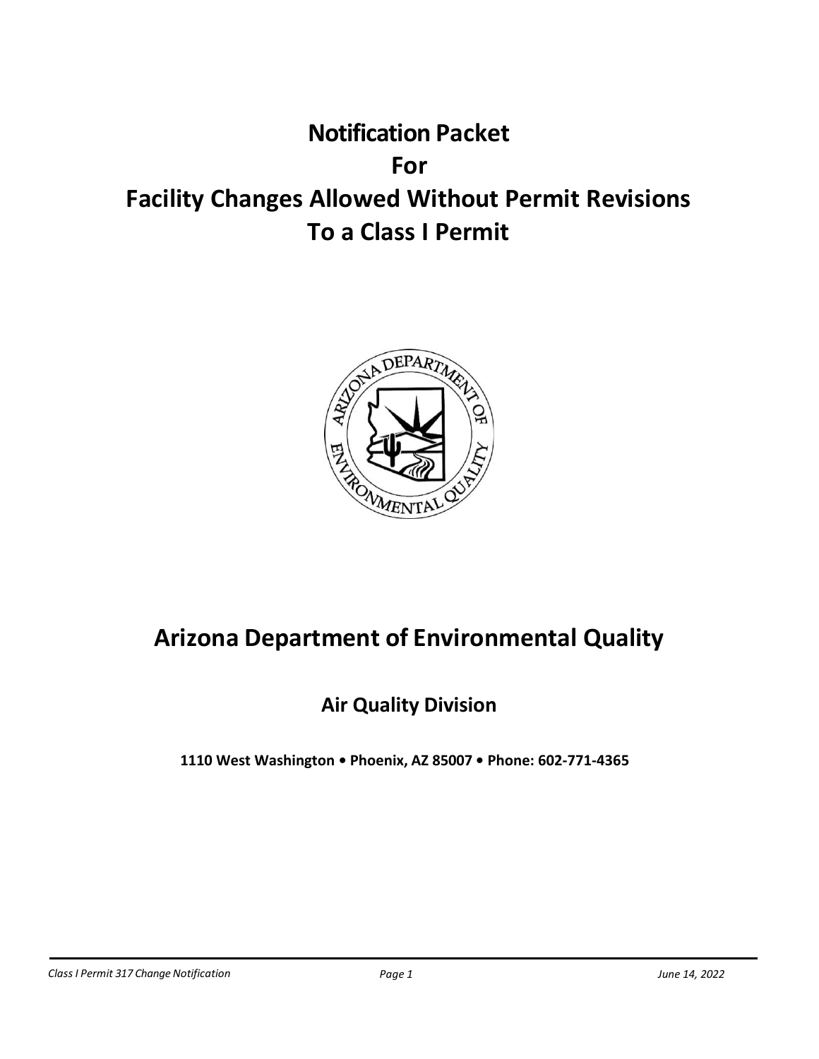# Notification Packet
# For
# Facility Changes Allowed Without Permit Revisions
# To a Class I Permit

## Arizona Department of Environmental Quality

### Air Quality Division

**1110 West Washington • Phoenix, AZ 85007 • Phone: 602-771-4365**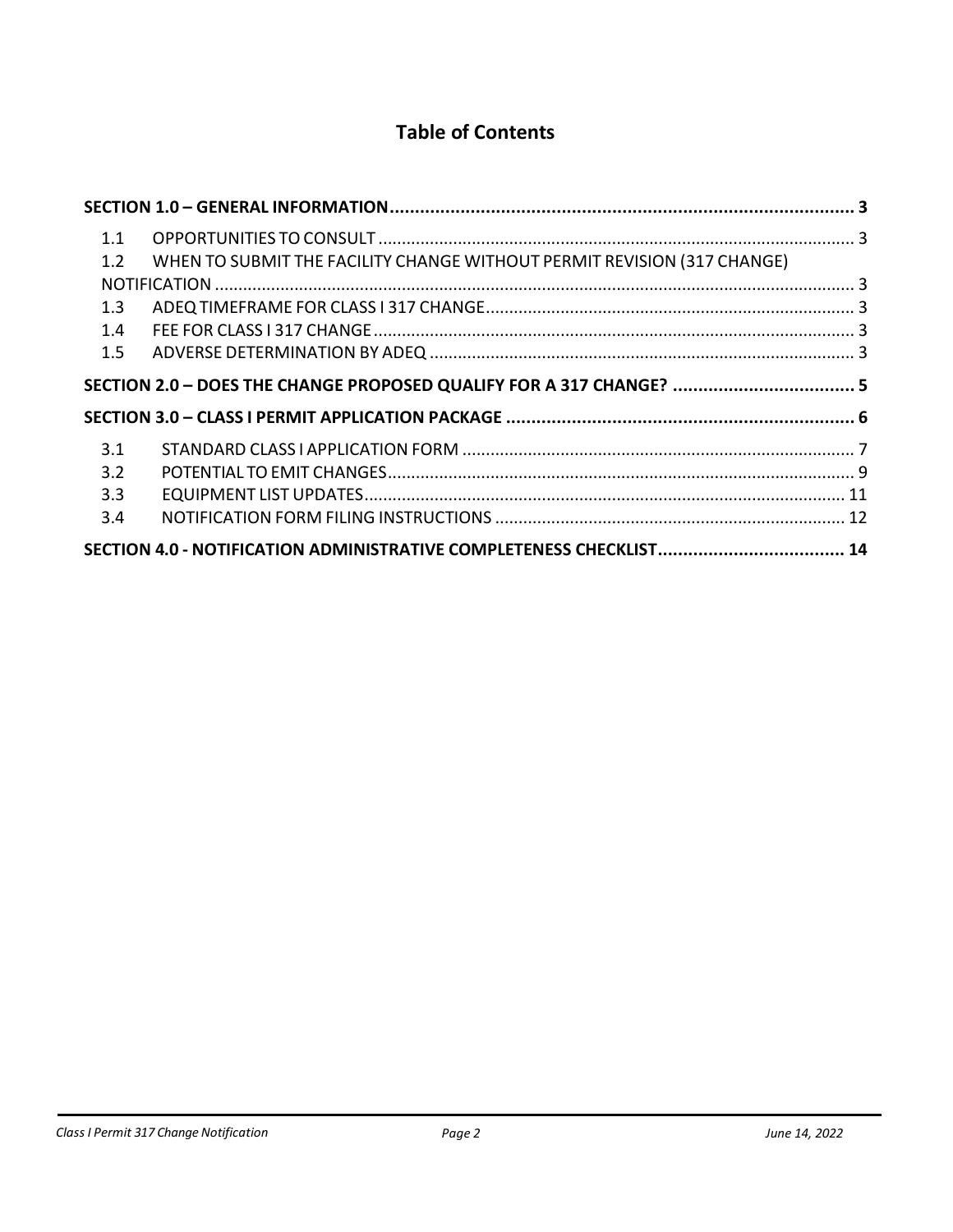# Table of Contents

**SECTION 1.0 – GENERAL INFORMATION ..... 3**

- 1.1 OPPORTUNITIES TO CONSULT ..... 3
- 1.2 WHEN TO SUBMIT THE FACILITY CHANGE WITHOUT PERMIT REVISION (317 CHANGE) NOTIFICATION ..... 3
- 1.3 ADEQ TIMEFRAME FOR CLASS I 317 CHANGE ..... 3
- 1.4 FEE FOR CLASS I 317 CHANGE ..... 3
- 1.5 ADVERSE DETERMINATION BY ADEQ ..... 3

**SECTION 2.0 – DOES THE CHANGE PROPOSED QUALIFY FOR A 317 CHANGE? ..... 5**

**SECTION 3.0 – CLASS I PERMIT APPLICATION PACKAGE ..... 6**

- 3.1 STANDARD CLASS I APPLICATION FORM ..... 7
- 3.2 POTENTIAL TO EMIT CHANGES ..... 9
- 3.3 EQUIPMENT LIST UPDATES ..... 11
- 3.4 NOTIFICATION FORM FILING INSTRUCTIONS ..... 12

**SECTION 4.0 - NOTIFICATION ADMINISTRATIVE COMPLETENESS CHECKLIST ..... 14**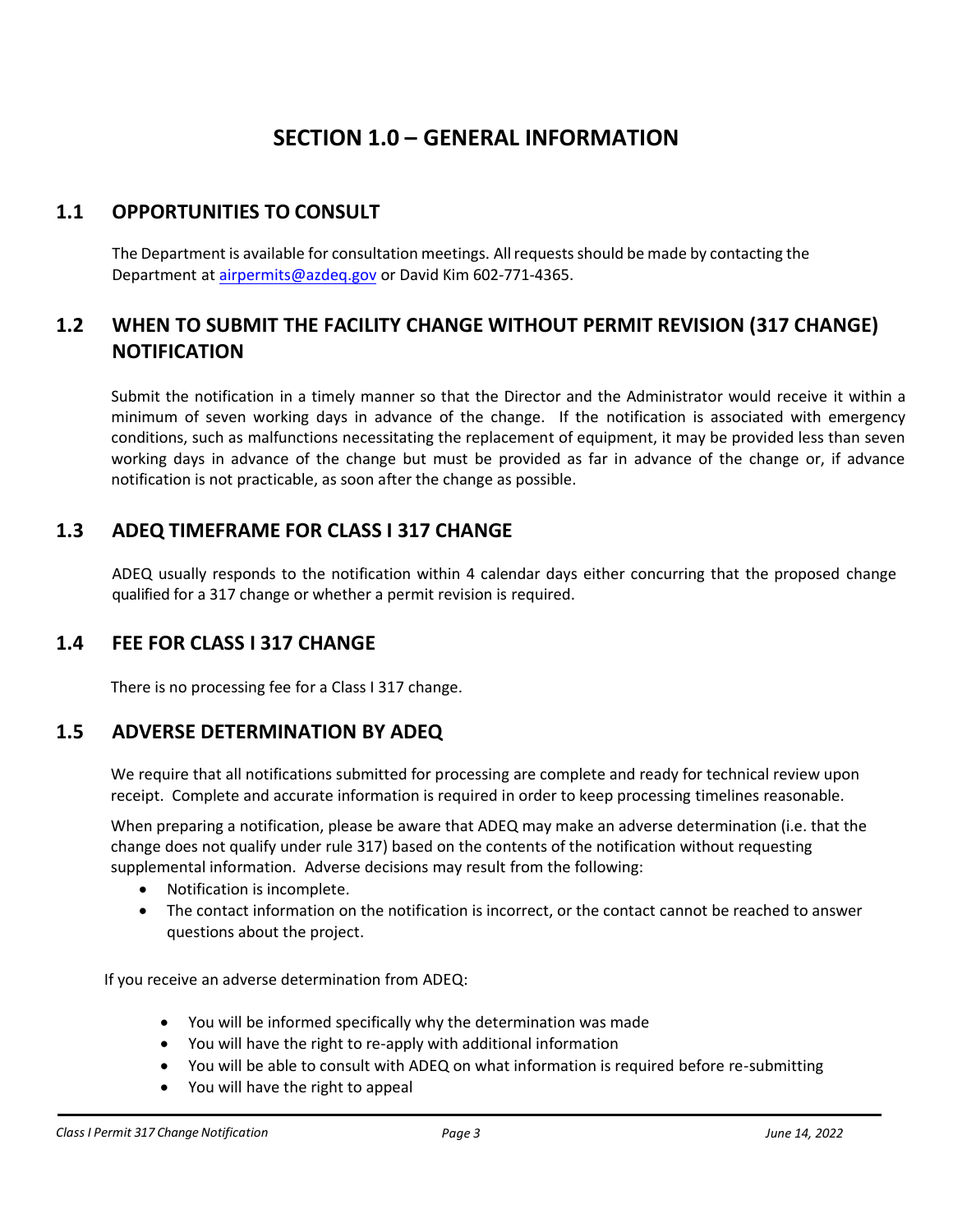# SECTION 1.0 – GENERAL INFORMATION

## 1.1 OPPORTUNITIES TO CONSULT

The Department is available for consultation meetings. All requests should be made by contacting the Department at airpermits@azdeq.gov or David Kim 602-771-4365.

## 1.2 WHEN TO SUBMIT THE FACILITY CHANGE WITHOUT PERMIT REVISION (317 CHANGE) NOTIFICATION

Submit the notification in a timely manner so that the Director and the Administrator would receive it within a minimum of seven working days in advance of the change. If the notification is associated with emergency conditions, such as malfunctions necessitating the replacement of equipment, it may be provided less than seven working days in advance of the change but must be provided as far in advance of the change or, if advance notification is not practicable, as soon after the change as possible.

## 1.3 ADEQ TIMEFRAME FOR CLASS I 317 CHANGE

ADEQ usually responds to the notification within 4 calendar days either concurring that the proposed change qualified for a 317 change or whether a permit revision is required.

## 1.4 FEE FOR CLASS I 317 CHANGE

There is no processing fee for a Class I 317 change.

## 1.5 ADVERSE DETERMINATION BY ADEQ

We require that all notifications submitted for processing are complete and ready for technical review upon receipt. Complete and accurate information is required in order to keep processing timelines reasonable.

When preparing a notification, please be aware that ADEQ may make an adverse determination (i.e. that the change does not qualify under rule 317) based on the contents of the notification without requesting supplemental information. Adverse decisions may result from the following:

- Notification is incomplete.
- The contact information on the notification is incorrect, or the contact cannot be reached to answer questions about the project.

If you receive an adverse determination from ADEQ:

- You will be informed specifically why the determination was made
- You will have the right to re-apply with additional information
- You will be able to consult with ADEQ on what information is required before re-submitting
- You will have the right to appeal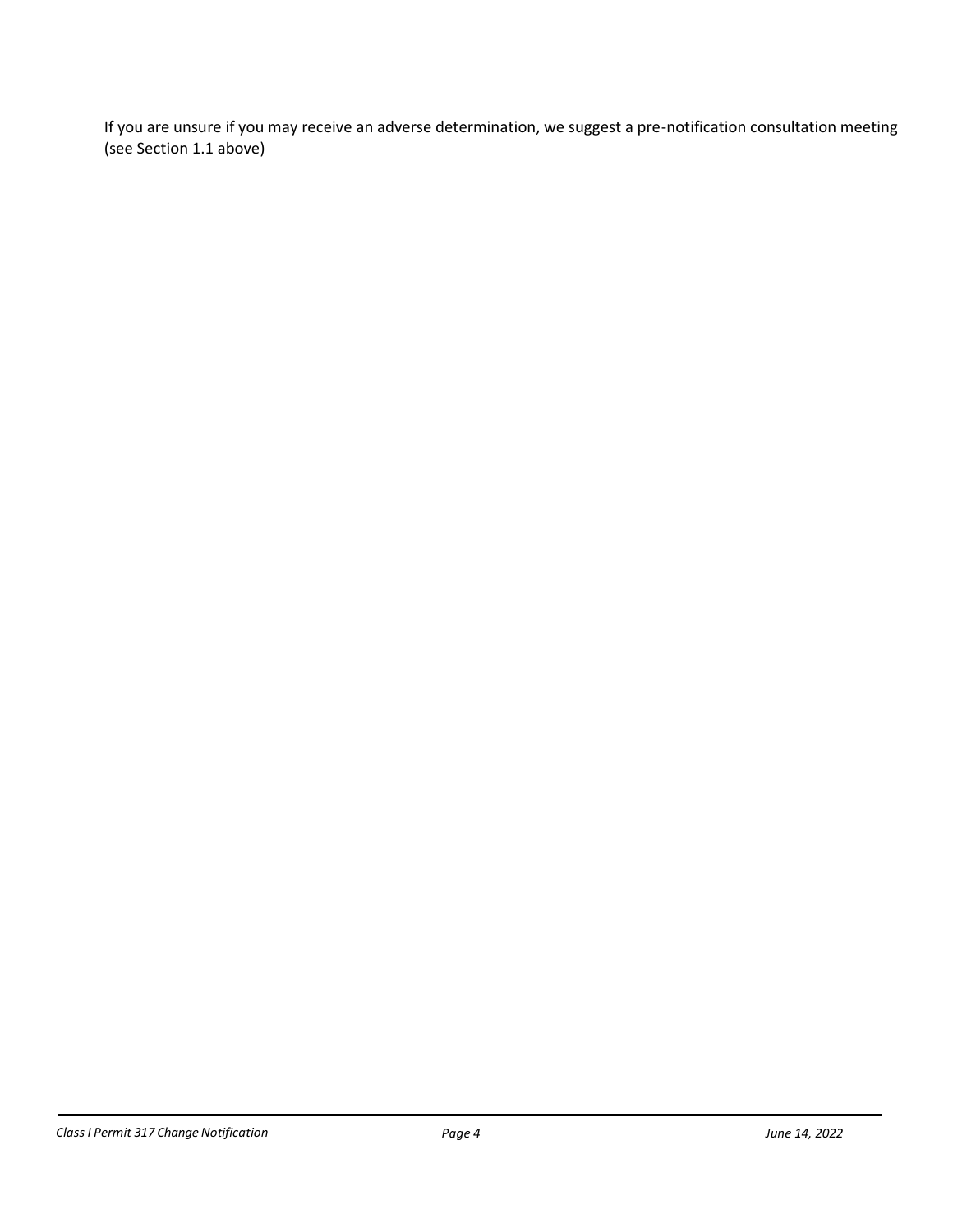If you are unsure if you may receive an adverse determination, we suggest a pre-notification consultation meeting (see Section 1.1 above)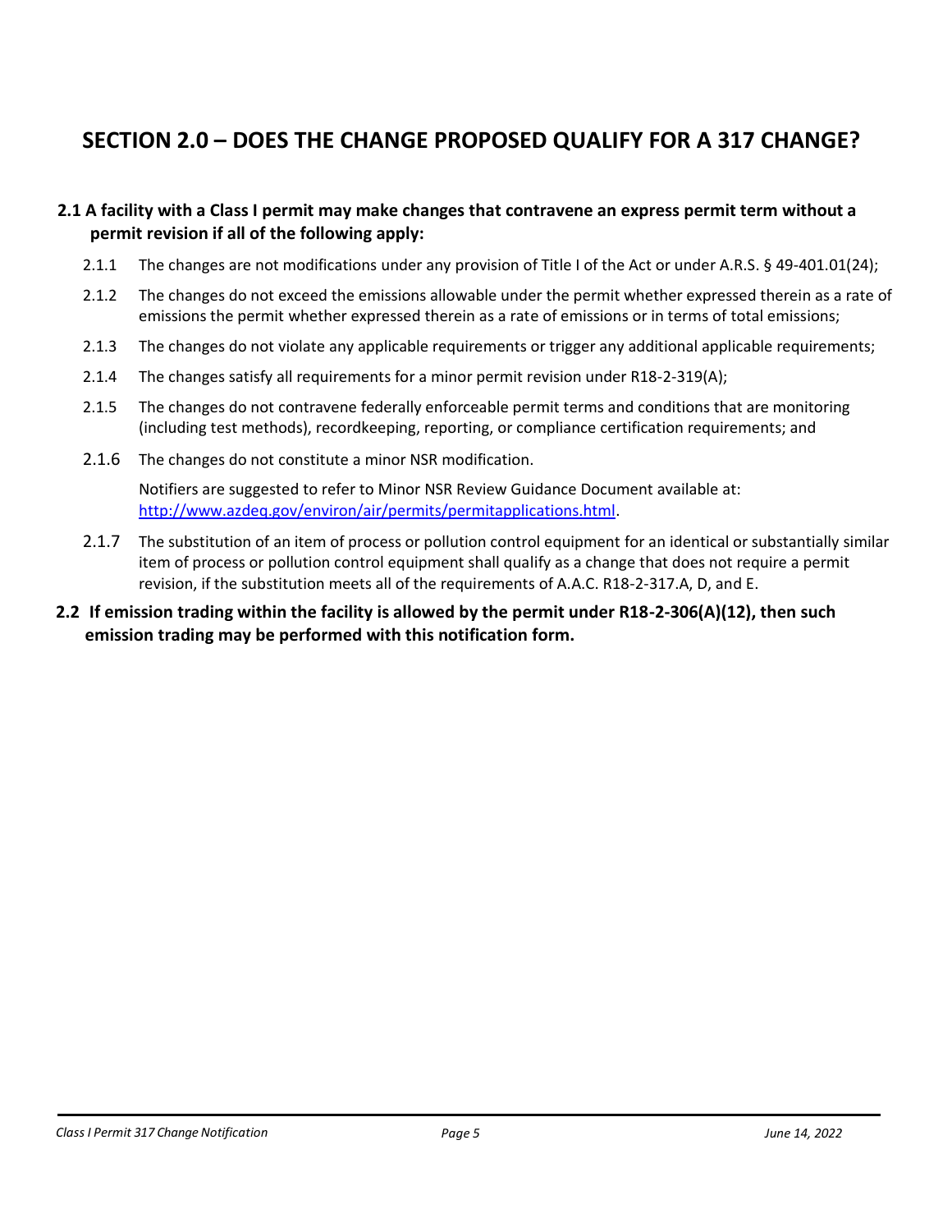# SECTION 2.0 – DOES THE CHANGE PROPOSED QUALIFY FOR A 317 CHANGE?

## 2.1 A facility with a Class I permit may make changes that contravene an express permit term without a permit revision if all of the following apply:

2.1.1 The changes are not modifications under any provision of Title I of the Act or under A.R.S. § 49-401.01(24);

2.1.2 The changes do not exceed the emissions allowable under the permit whether expressed therein as a rate of emissions the permit whether expressed therein as a rate of emissions or in terms of total emissions;

2.1.3 The changes do not violate any applicable requirements or trigger any additional applicable requirements;

2.1.4 The changes satisfy all requirements for a minor permit revision under R18-2-319(A);

2.1.5 The changes do not contravene federally enforceable permit terms and conditions that are monitoring (including test methods), recordkeeping, reporting, or compliance certification requirements; and

2.1.6 The changes do not constitute a minor NSR modification.

Notifiers are suggested to refer to Minor NSR Review Guidance Document available at: [http://www.azdeq.gov/environ/air/permits/permitapplications.html](http://www.azdeq.gov/environ/air/permits/permitapplications.html).

2.1.7 The substitution of an item of process or pollution control equipment for an identical or substantially similar item of process or pollution control equipment shall qualify as a change that does not require a permit revision, if the substitution meets all of the requirements of A.A.C. R18-2-317.A, D, and E.

## 2.2 If emission trading within the facility is allowed by the permit under R18-2-306(A)(12), then such emission trading may be performed with this notification form.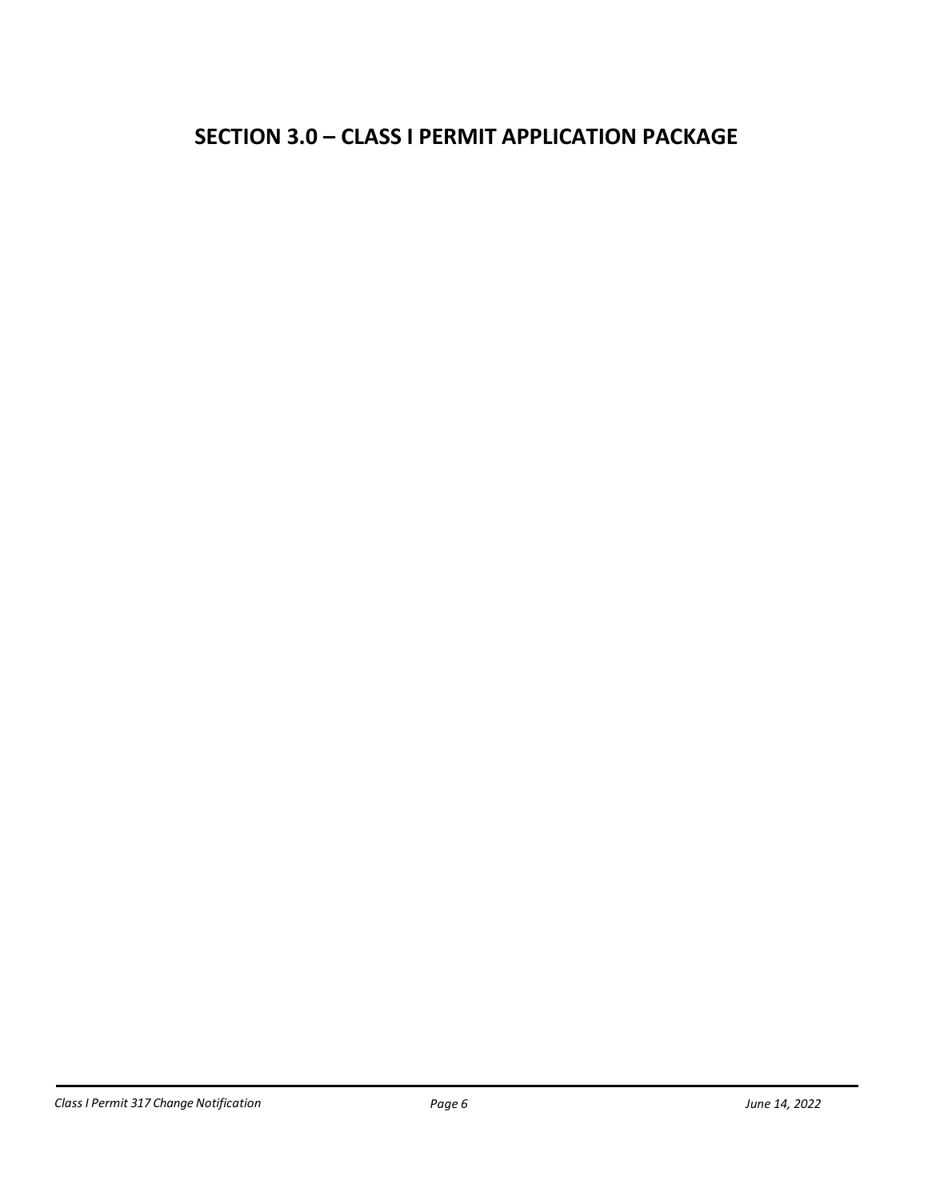# SECTION 3.0 – CLASS I PERMIT APPLICATION PACKAGE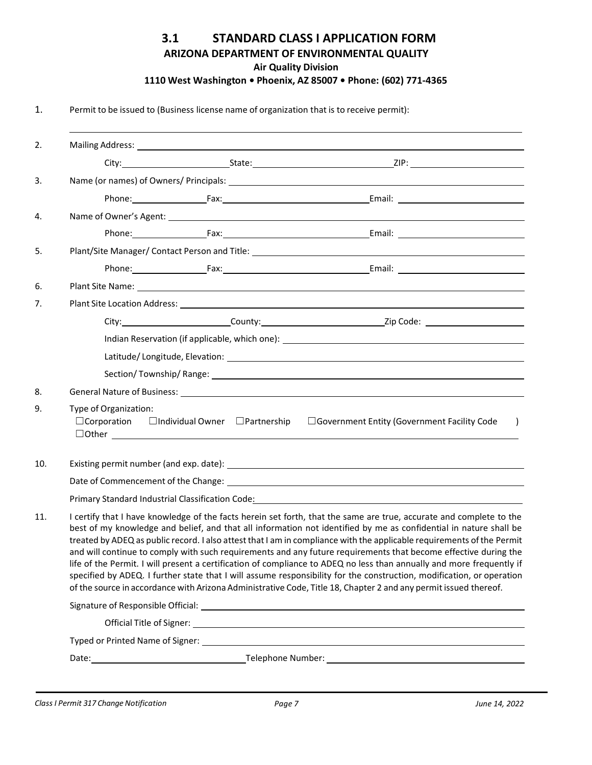## 3.1 STANDARD CLASS I APPLICATION FORM

**ARIZONA DEPARTMENT OF ENVIRONMENTAL QUALITY**

**Air Quality Division**

**1110 West Washington • Phoenix, AZ 85007 • Phone: (602) 771-4365**

1. Permit to be issued to (Business license name of organization that is to receive permit):

   ______________________________

2. Mailing Address: ______________________________

   City: ____________ State: ____________ ZIP: ____________

3. Name (or names) of Owners/ Principals: ______________________________

   Phone: ____________ Fax: ____________ Email: ____________

4. Name of Owner's Agent: ______________________________

   Phone: ____________ Fax: ____________ Email: ____________

5. Plant/Site Manager/ Contact Person and Title: ______________________________

   Phone: ____________ Fax: ____________ Email: ____________

6. Plant Site Name: ______________________________

7. Plant Site Location Address: ______________________________

   City: ____________ County: ____________ Zip Code: ____________

   Indian Reservation (if applicable, which one): ______________________________

   Latitude/ Longitude, Elevation: ______________________________

   Section/ Township/ Range: ______________________________

8. General Nature of Business: ______________________________

9. Type of Organization:

   ☐Corporation ☐Individual Owner ☐Partnership ☐Government Entity (Government Facility Code )

   ☐Other ______________________________

10. Existing permit number (and exp. date): ______________________________

    Date of Commencement of the Change: ______________________________

    Primary Standard Industrial Classification Code: ______________________________

11. I certify that I have knowledge of the facts herein set forth, that the same are true, accurate and complete to the best of my knowledge and belief, and that all information not identified by me as confidential in nature shall be treated by ADEQ as public record. I also attest that I am in compliance with the applicable requirements of the Permit and will continue to comply with such requirements and any future requirements that become effective during the life of the Permit. I will present a certification of compliance to ADEQ no less than annually and more frequently if specified by ADEQ. I further state that I will assume responsibility for the construction, modification, or operation of the source in accordance with Arizona Administrative Code, Title 18, Chapter 2 and any permit issued thereof.

    Signature of Responsible Official: ______________________________

    Official Title of Signer: ______________________________

    Typed or Printed Name of Signer: ______________________________

    Date: ____________ Telephone Number: ______________________________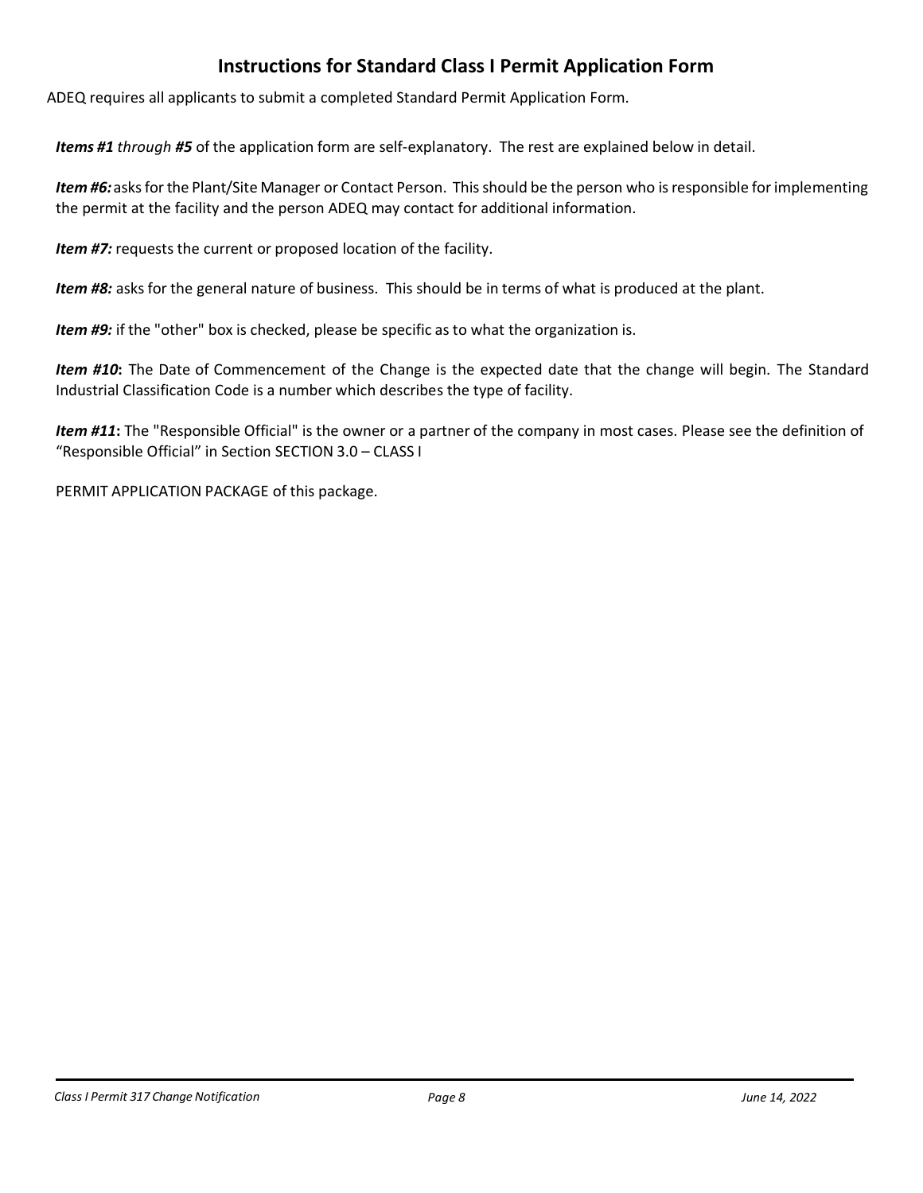## Instructions for Standard Class I Permit Application Form

ADEQ requires all applicants to submit a completed Standard Permit Application Form.

***Items #1** through **#5*** of the application form are self-explanatory. The rest are explained below in detail.

***Item #6:*** asks for the Plant/Site Manager or Contact Person. This should be the person who is responsible for implementing the permit at the facility and the person ADEQ may contact for additional information.

***Item #7:*** requests the current or proposed location of the facility.

***Item #8:*** asks for the general nature of business. This should be in terms of what is produced at the plant.

***Item #9:*** if the "other" box is checked, please be specific as to what the organization is.

***Item #10*:** The Date of Commencement of the Change is the expected date that the change will begin. The Standard Industrial Classification Code is a number which describes the type of facility.

***Item #11*:** The "Responsible Official" is the owner or a partner of the company in most cases. Please see the definition of "Responsible Official" in Section SECTION 3.0 – CLASS I

PERMIT APPLICATION PACKAGE of this package.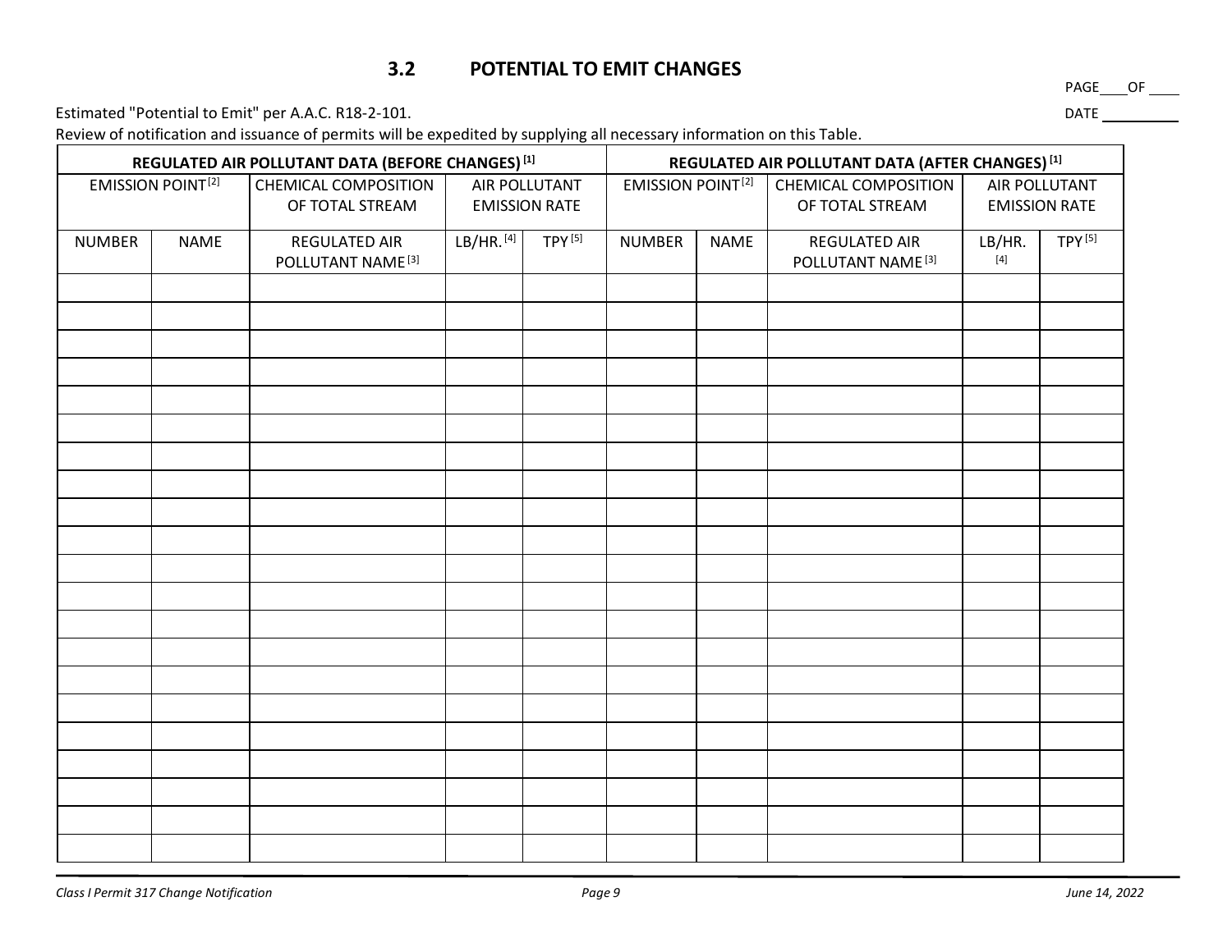## 3.2 POTENTIAL TO EMIT CHANGES

PAGE\_\_\_\_OF \_\_\_\_

Estimated "Potential to Emit" per A.A.C. R18-2-101.

DATE \_\_\_\_\_\_\_\_\_\_

Review of notification and issuance of permits will be expedited by supplying all necessary information on this Table.

| REGULATED AIR POLLUTANT DATA (BEFORE CHANGES) [1] | | | | | REGULATED AIR POLLUTANT DATA (AFTER CHANGES) [1] | | | | |
|---|---|---|---|---|---|---|---|---|---|
| EMISSION POINT [2] | | CHEMICAL COMPOSITION OF TOTAL STREAM | AIR POLLUTANT EMISSION RATE | | EMISSION POINT [2] | | CHEMICAL COMPOSITION OF TOTAL STREAM | AIR POLLUTANT EMISSION RATE | |
| NUMBER | NAME | REGULATED AIR POLLUTANT NAME [3] | LB/HR. [4] | TPY [5] | NUMBER | NAME | REGULATED AIR POLLUTANT NAME [3] | LB/HR. [4] | TPY [5] |
| | | | | | | | | | |
| | | | | | | | | | |
| | | | | | | | | | |
| | | | | | | | | | |
| | | | | | | | | | |
| | | | | | | | | | |
| | | | | | | | | | |
| | | | | | | | | | |
| | | | | | | | | | |
| | | | | | | | | | |
| | | | | | | | | | |
| | | | | | | | | | |
| | | | | | | | | | |
| | | | | | | | | | |
| | | | | | | | | | |
| | | | | | | | | | |
| | | | | | | | | | |
| | | | | | | | | | |
| | | | | | | | | | |
| | | | | | | | | | |
| | | | | | | | | | |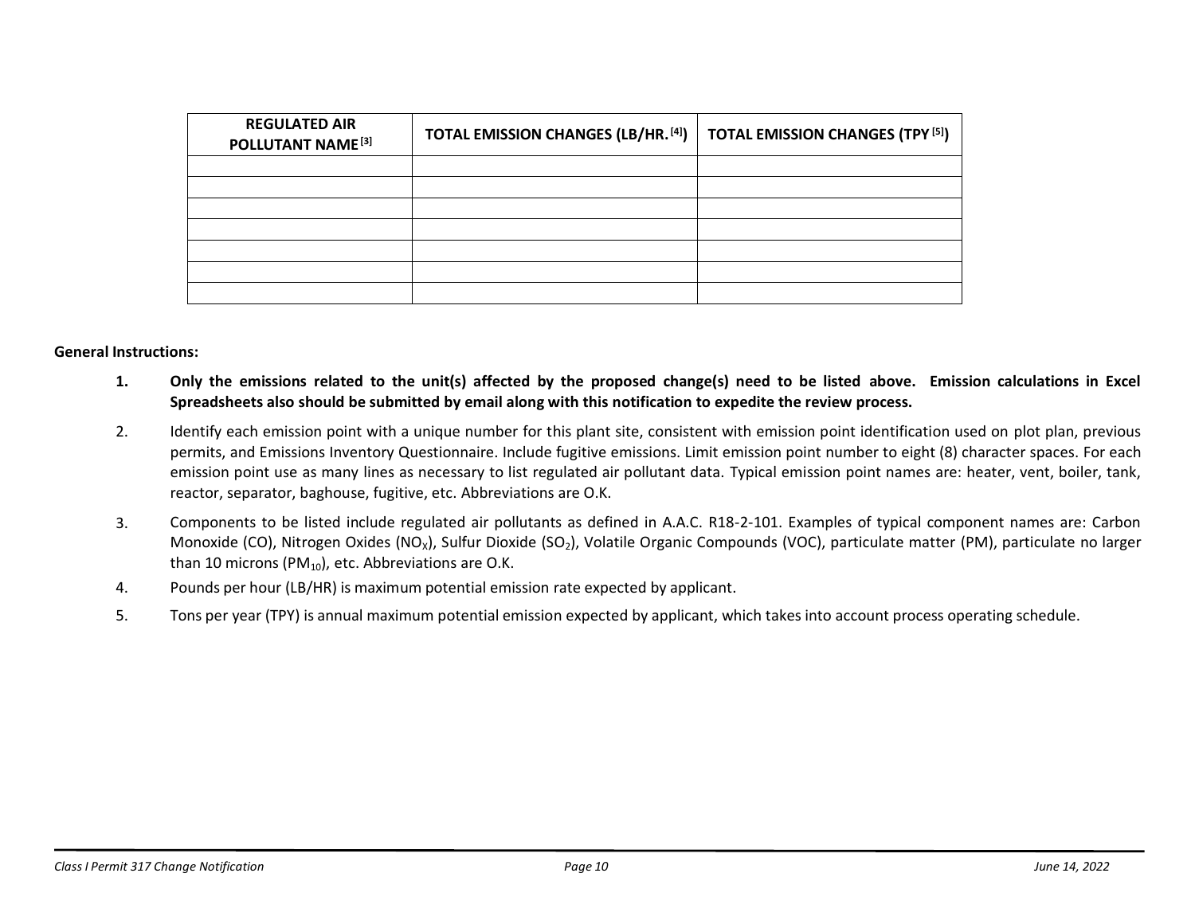| REGULATED AIR POLLUTANT NAME [3] | TOTAL EMISSION CHANGES (LB/HR. [4]) | TOTAL EMISSION CHANGES (TPY [5]) |
|---|---|---|
| | | |
| | | |
| | | |
| | | |
| | | |
| | | |
| | | |

**General Instructions:**

1. **Only the emissions related to the unit(s) affected by the proposed change(s) need to be listed above. Emission calculations in Excel Spreadsheets also should be submitted by email along with this notification to expedite the review process.**
2. Identify each emission point with a unique number for this plant site, consistent with emission point identification used on plot plan, previous permits, and Emissions Inventory Questionnaire. Include fugitive emissions. Limit emission point number to eight (8) character spaces. For each emission point use as many lines as necessary to list regulated air pollutant data. Typical emission point names are: heater, vent, boiler, tank, reactor, separator, baghouse, fugitive, etc. Abbreviations are O.K.
3. Components to be listed include regulated air pollutants as defined in A.A.C. R18-2-101. Examples of typical component names are: Carbon Monoxide (CO), Nitrogen Oxides ($NO_X$), Sulfur Dioxide ($SO_2$), Volatile Organic Compounds (VOC), particulate matter (PM), particulate no larger than 10 microns ($PM_{10}$), etc. Abbreviations are O.K.
4. Pounds per hour (LB/HR) is maximum potential emission rate expected by applicant.
5. Tons per year (TPY) is annual maximum potential emission expected by applicant, which takes into account process operating schedule.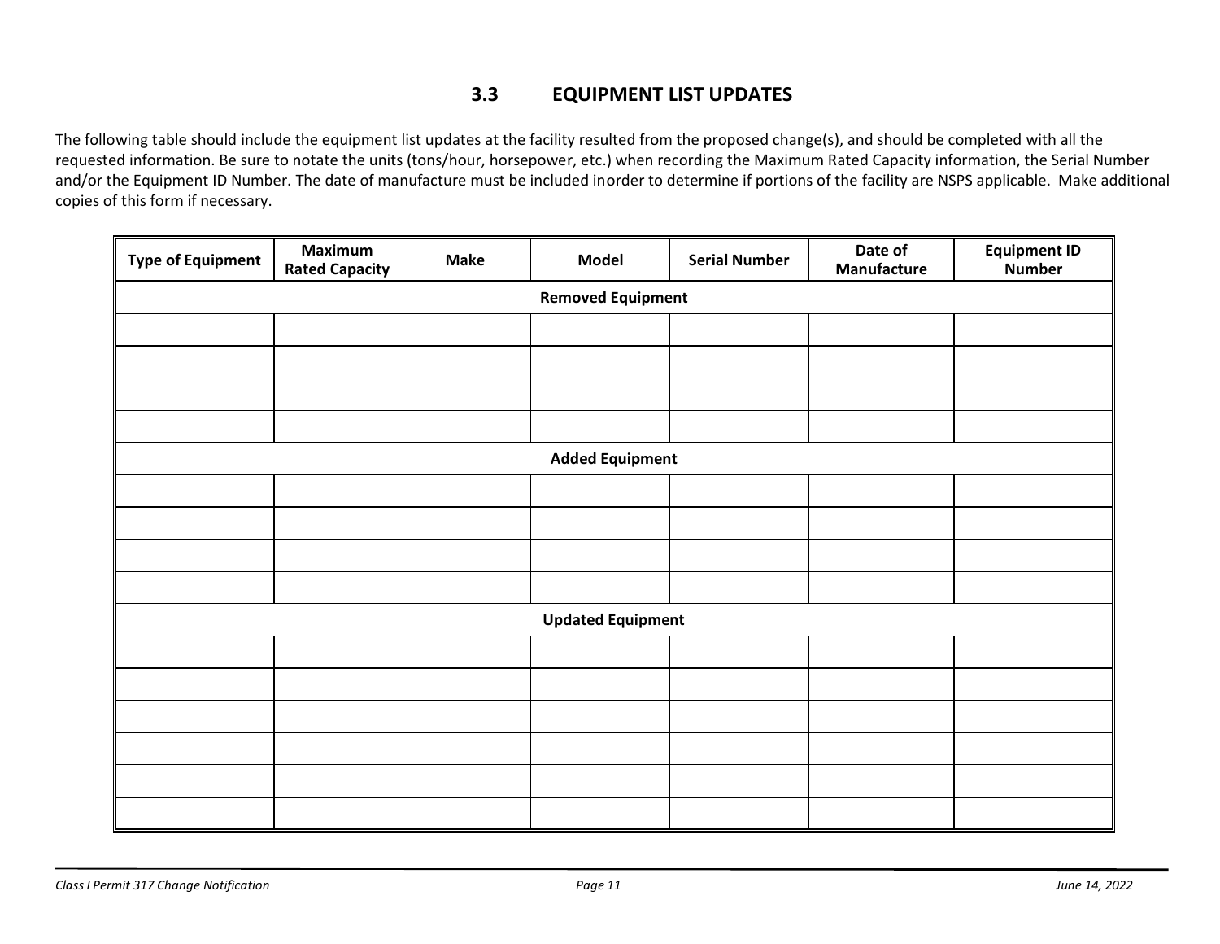## 3.3 EQUIPMENT LIST UPDATES

The following table should include the equipment list updates at the facility resulted from the proposed change(s), and should be completed with all the requested information. Be sure to notate the units (tons/hour, horsepower, etc.) when recording the Maximum Rated Capacity information, the Serial Number and/or the Equipment ID Number. The date of manufacture must be included inorder to determine if portions of the facility are NSPS applicable. Make additional copies of this form if necessary.

| Type of Equipment | Maximum Rated Capacity | Make | Model | Serial Number | Date of Manufacture | Equipment ID Number |
|---|---|---|---|---|---|---|
| **Removed Equipment** | | | | | | |
| | | | | | | |
| | | | | | | |
| | | | | | | |
| | | | | | | |
| **Added Equipment** | | | | | | |
| | | | | | | |
| | | | | | | |
| | | | | | | |
| | | | | | | |
| **Updated Equipment** | | | | | | |
| | | | | | | |
| | | | | | | |
| | | | | | | |
| | | | | | | |
| | | | | | | |
| | | | | | | |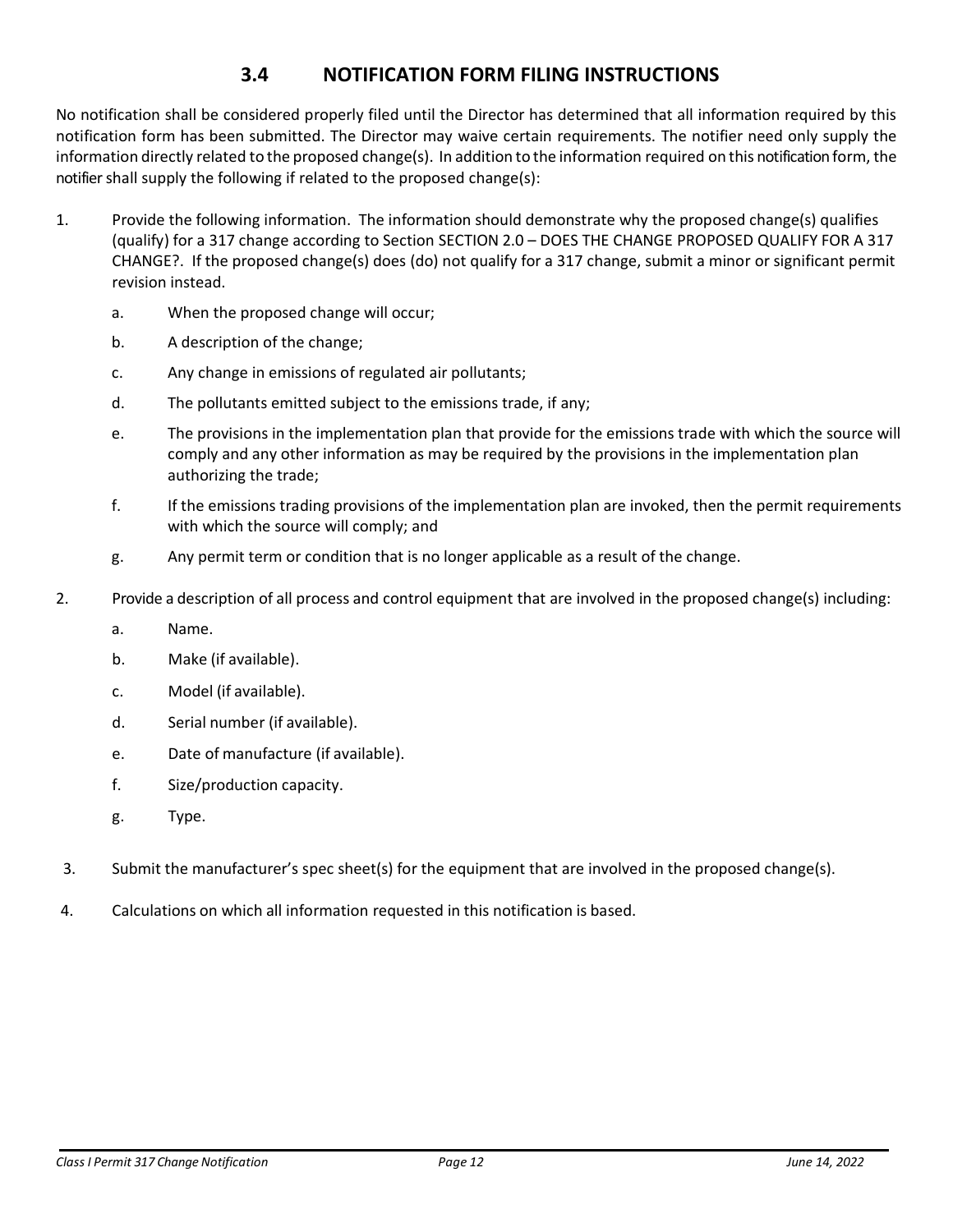## 3.4 NOTIFICATION FORM FILING INSTRUCTIONS

No notification shall be considered properly filed until the Director has determined that all information required by this notification form has been submitted. The Director may waive certain requirements. The notifier need only supply the information directly related to the proposed change(s). In addition to the information required on this notification form, the notifier shall supply the following if related to the proposed change(s):

1. Provide the following information. The information should demonstrate why the proposed change(s) qualifies (qualify) for a 317 change according to Section SECTION 2.0 – DOES THE CHANGE PROPOSED QUALIFY FOR A 317 CHANGE?. If the proposed change(s) does (do) not qualify for a 317 change, submit a minor or significant permit revision instead.
   a. When the proposed change will occur;
   b. A description of the change;
   c. Any change in emissions of regulated air pollutants;
   d. The pollutants emitted subject to the emissions trade, if any;
   e. The provisions in the implementation plan that provide for the emissions trade with which the source will comply and any other information as may be required by the provisions in the implementation plan authorizing the trade;
   f. If the emissions trading provisions of the implementation plan are invoked, then the permit requirements with which the source will comply; and
   g. Any permit term or condition that is no longer applicable as a result of the change.
2. Provide a description of all process and control equipment that are involved in the proposed change(s) including:
   a. Name.
   b. Make (if available).
   c. Model (if available).
   d. Serial number (if available).
   e. Date of manufacture (if available).
   f. Size/production capacity.
   g. Type.
3. Submit the manufacturer's spec sheet(s) for the equipment that are involved in the proposed change(s).
4. Calculations on which all information requested in this notification is based.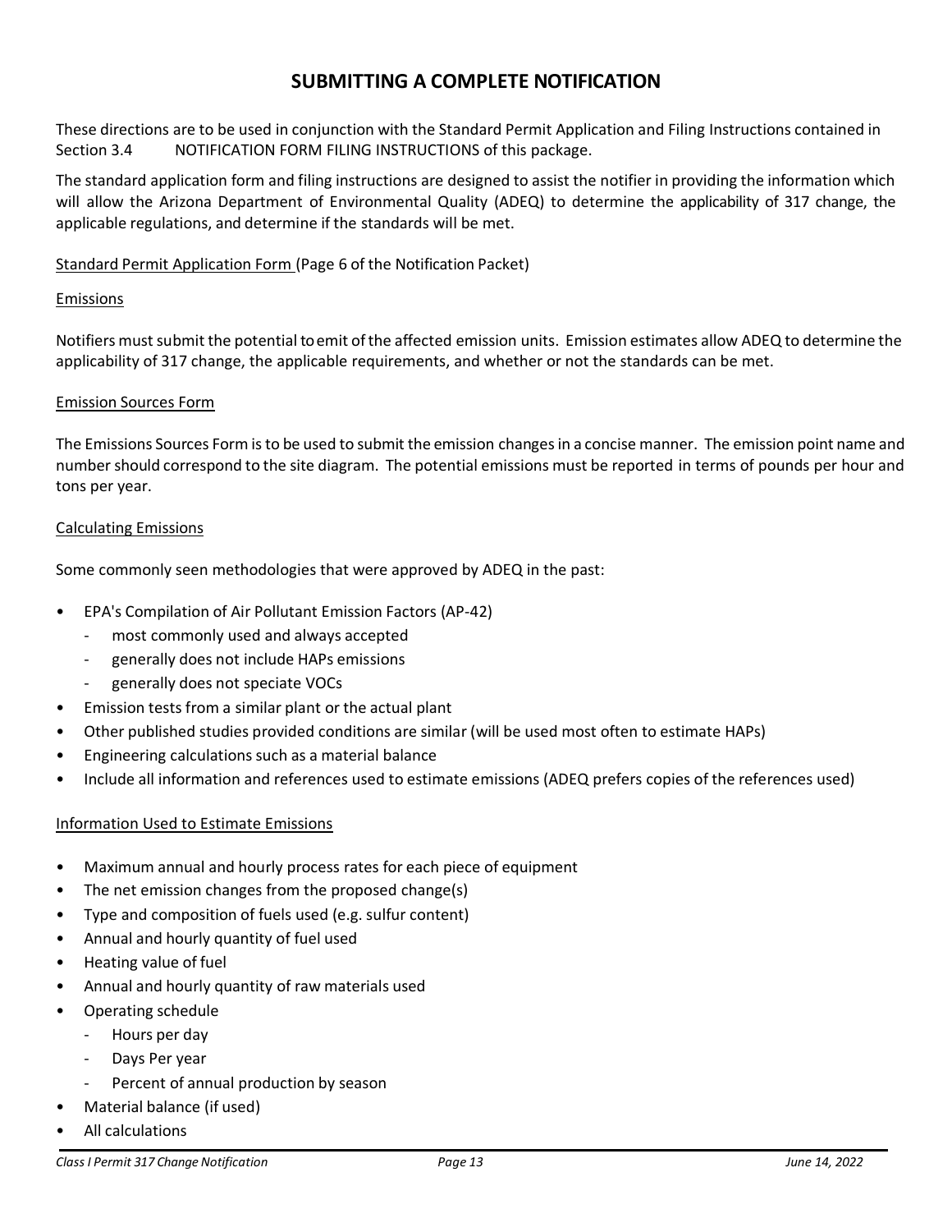# SUBMITTING A COMPLETE NOTIFICATION

These directions are to be used in conjunction with the Standard Permit Application and Filing Instructions contained in Section 3.4 NOTIFICATION FORM FILING INSTRUCTIONS of this package.

The standard application form and filing instructions are designed to assist the notifier in providing the information which will allow the Arizona Department of Environmental Quality (ADEQ) to determine the applicability of 317 change, the applicable regulations, and determine if the standards will be met.

Standard Permit Application Form (Page 6 of the Notification Packet)

Emissions

Notifiers must submit the potential to emit of the affected emission units. Emission estimates allow ADEQ to determine the applicability of 317 change, the applicable requirements, and whether or not the standards can be met.

Emission Sources Form

The Emissions Sources Form is to be used to submit the emission changes in a concise manner. The emission point name and number should correspond to the site diagram. The potential emissions must be reported in terms of pounds per hour and tons per year.

Calculating Emissions

Some commonly seen methodologies that were approved by ADEQ in the past:

- EPA's Compilation of Air Pollutant Emission Factors (AP-42)
  - most commonly used and always accepted
  - generally does not include HAPs emissions
  - generally does not speciate VOCs
- Emission tests from a similar plant or the actual plant
- Other published studies provided conditions are similar (will be used most often to estimate HAPs)
- Engineering calculations such as a material balance
- Include all information and references used to estimate emissions (ADEQ prefers copies of the references used)

Information Used to Estimate Emissions

- Maximum annual and hourly process rates for each piece of equipment
- The net emission changes from the proposed change(s)
- Type and composition of fuels used (e.g. sulfur content)
- Annual and hourly quantity of fuel used
- Heating value of fuel
- Annual and hourly quantity of raw materials used
- Operating schedule
  - Hours per day
  - Days Per year
  - Percent of annual production by season
- Material balance (if used)
- All calculations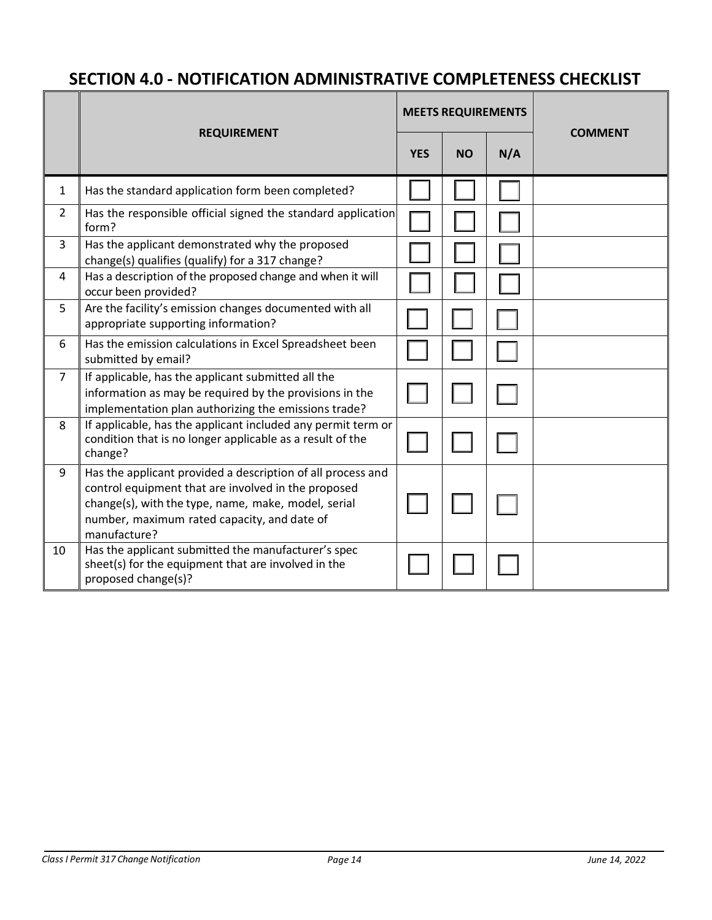## SECTION 4.0 - NOTIFICATION ADMINISTRATIVE COMPLETENESS CHECKLIST

| | REQUIREMENT | MEETS REQUIREMENTS | | | COMMENT |
|---|---|---|---|---|---|
| | | YES | NO | N/A | |
| 1 | Has the standard application form been completed? | ☐ | ☐ | ☐ | |
| 2 | Has the responsible official signed the standard application form? | ☐ | ☐ | ☐ | |
| 3 | Has the applicant demonstrated why the proposed change(s) qualifies (qualify) for a 317 change? | ☐ | ☐ | ☐ | |
| 4 | Has a description of the proposed change and when it will occur been provided? | ☐ | ☐ | ☐ | |
| 5 | Are the facility's emission changes documented with all appropriate supporting information? | ☐ | ☐ | ☐ | |
| 6 | Has the emission calculations in Excel Spreadsheet been submitted by email? | ☐ | ☐ | ☐ | |
| 7 | If applicable, has the applicant submitted all the information as may be required by the provisions in the implementation plan authorizing the emissions trade? | ☐ | ☐ | ☐ | |
| 8 | If applicable, has the applicant included any permit term or condition that is no longer applicable as a result of the change? | ☐ | ☐ | ☐ | |
| 9 | Has the applicant provided a description of all process and control equipment that are involved in the proposed change(s), with the type, name, make, model, serial number, maximum rated capacity, and date of manufacture? | ☐ | ☐ | ☐ | |
| 10 | Has the applicant submitted the manufacturer's spec sheet(s) for the equipment that are involved in the proposed change(s)? | ☐ | ☐ | ☐ | |